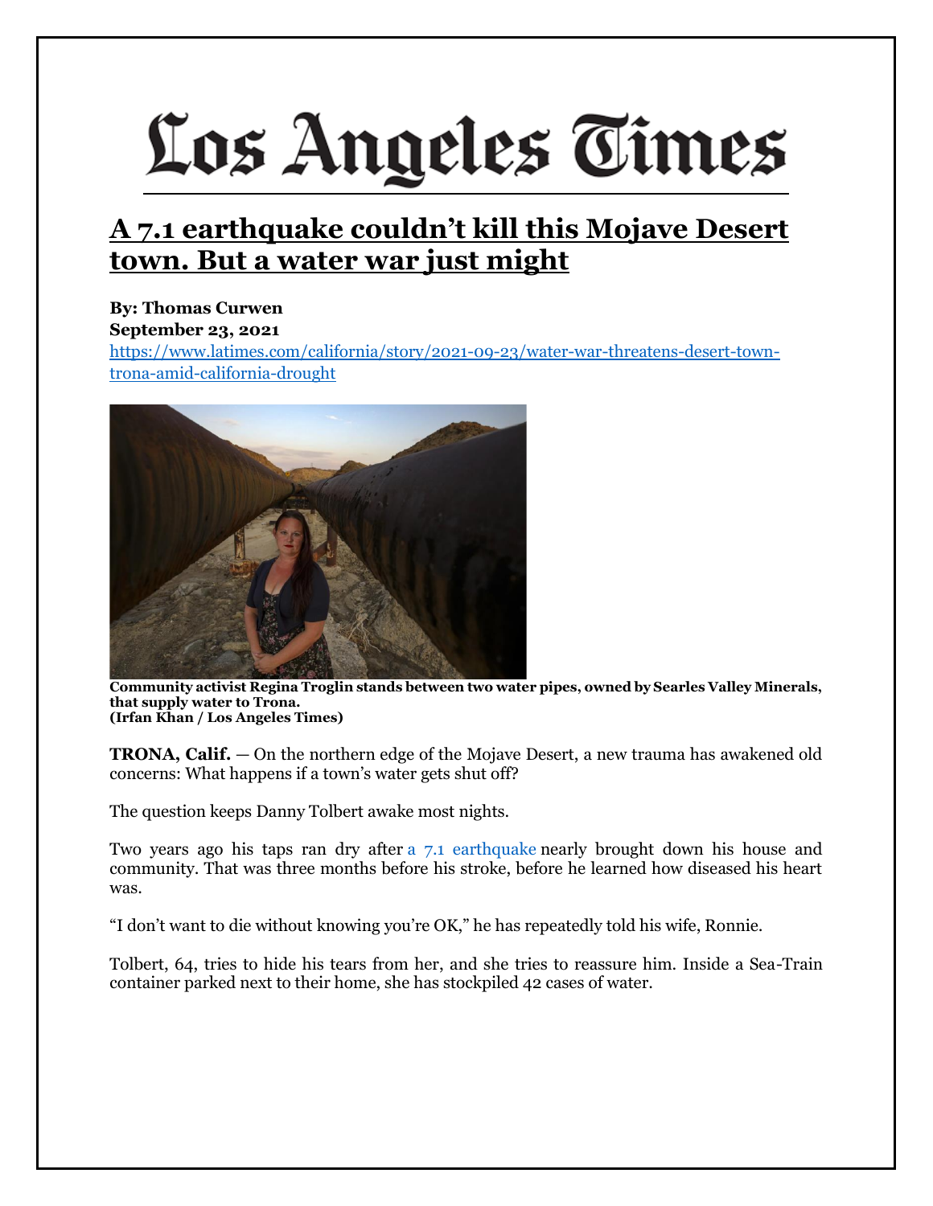# Los Angeles Times

## A 7.1 earthquake couldn't kill this Mojave Desert town. But a water war just might

**By: Thomas Curwen**
**September 23, 2021**
https://www.latimes.com/california/story/2021-09-23/water-war-threatens-desert-town-trona-amid-california-drought

**Community activist Regina Troglin stands between two water pipes, owned by Searles Valley Minerals, that supply water to Trona.**
**(Irfan Khan / Los Angeles Times)**

**TRONA, Calif.** — On the northern edge of the Mojave Desert, a new trauma has awakened old concerns: What happens if a town's water gets shut off?

The question keeps Danny Tolbert awake most nights.

Two years ago his taps ran dry after a 7.1 earthquake nearly brought down his house and community. That was three months before his stroke, before he learned how diseased his heart was.

"I don't want to die without knowing you're OK," he has repeatedly told his wife, Ronnie.

Tolbert, 64, tries to hide his tears from her, and she tries to reassure him. Inside a Sea-Train container parked next to their home, she has stockpiled 42 cases of water.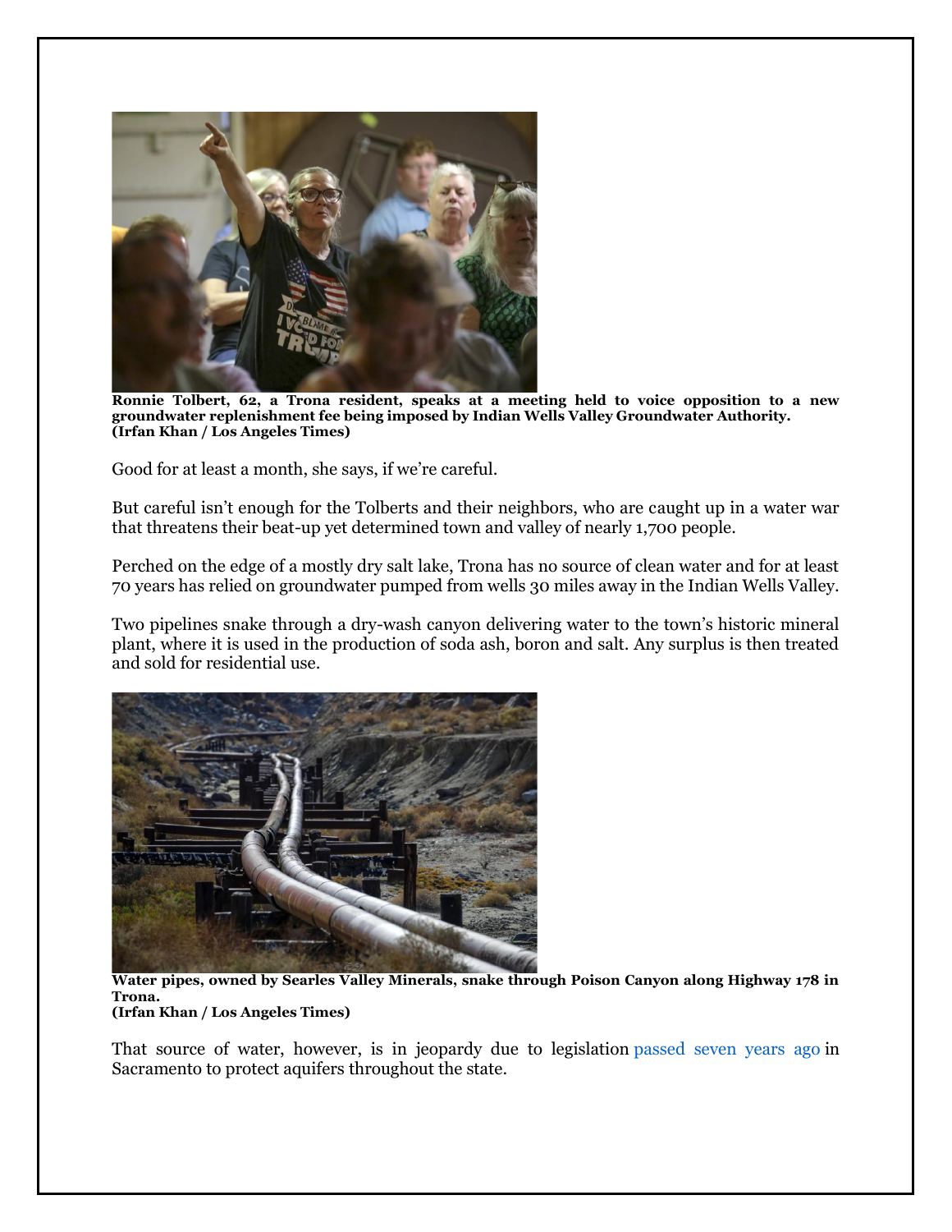**Ronnie Tolbert, 62, a Trona resident, speaks at a meeting held to voice opposition to a new groundwater replenishment fee being imposed by Indian Wells Valley Groundwater Authority.**
**(Irfan Khan / Los Angeles Times)**

Good for at least a month, she says, if we're careful.

But careful isn't enough for the Tolberts and their neighbors, who are caught up in a water war that threatens their beat-up yet determined town and valley of nearly 1,700 people.

Perched on the edge of a mostly dry salt lake, Trona has no source of clean water and for at least 70 years has relied on groundwater pumped from wells 30 miles away in the Indian Wells Valley.

Two pipelines snake through a dry-wash canyon delivering water to the town's historic mineral plant, where it is used in the production of soda ash, boron and salt. Any surplus is then treated and sold for residential use.

**Water pipes, owned by Searles Valley Minerals, snake through Poison Canyon along Highway 178 in Trona.**
**(Irfan Khan / Los Angeles Times)**

That source of water, however, is in jeopardy due to legislation passed seven years ago in Sacramento to protect aquifers throughout the state.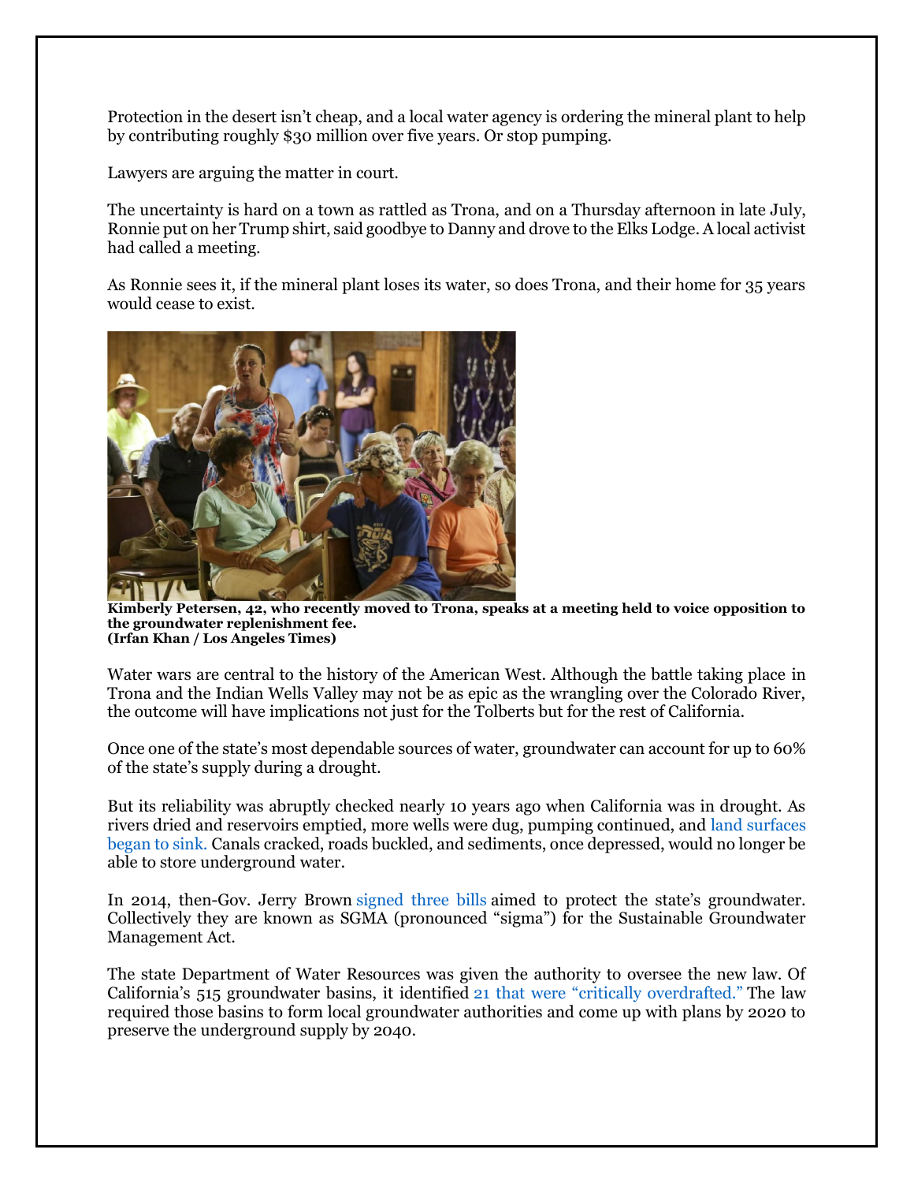Protection in the desert isn't cheap, and a local water agency is ordering the mineral plant to help by contributing roughly $30 million over five years. Or stop pumping.

Lawyers are arguing the matter in court.

The uncertainty is hard on a town as rattled as Trona, and on a Thursday afternoon in late July, Ronnie put on her Trump shirt, said goodbye to Danny and drove to the Elks Lodge. A local activist had called a meeting.

As Ronnie sees it, if the mineral plant loses its water, so does Trona, and their home for 35 years would cease to exist.

**Kimberly Petersen, 42, who recently moved to Trona, speaks at a meeting held to voice opposition to the groundwater replenishment fee.**
**(Irfan Khan / Los Angeles Times)**

Water wars are central to the history of the American West. Although the battle taking place in Trona and the Indian Wells Valley may not be as epic as the wrangling over the Colorado River, the outcome will have implications not just for the Tolberts but for the rest of California.

Once one of the state's most dependable sources of water, groundwater can account for up to 60% of the state's supply during a drought.

But its reliability was abruptly checked nearly 10 years ago when California was in drought. As rivers dried and reservoirs emptied, more wells were dug, pumping continued, and land surfaces began to sink. Canals cracked, roads buckled, and sediments, once depressed, would no longer be able to store underground water.

In 2014, then-Gov. Jerry Brown signed three bills aimed to protect the state's groundwater. Collectively they are known as SGMA (pronounced "sigma") for the Sustainable Groundwater Management Act.

The state Department of Water Resources was given the authority to oversee the new law. Of California's 515 groundwater basins, it identified 21 that were "critically overdrafted." The law required those basins to form local groundwater authorities and come up with plans by 2020 to preserve the underground supply by 2040.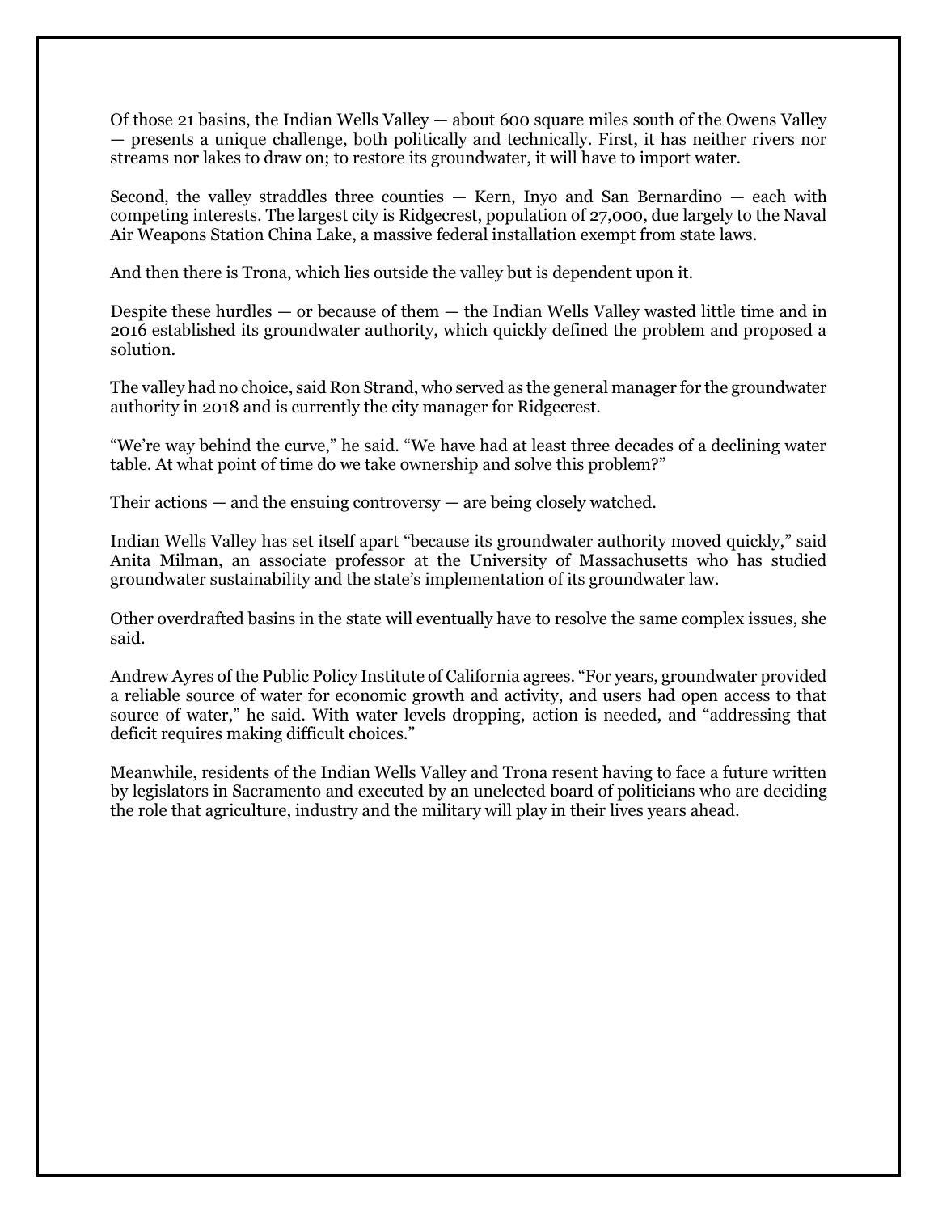Of those 21 basins, the Indian Wells Valley — about 600 square miles south of the Owens Valley — presents a unique challenge, both politically and technically. First, it has neither rivers nor streams nor lakes to draw on; to restore its groundwater, it will have to import water.

Second, the valley straddles three counties — Kern, Inyo and San Bernardino — each with competing interests. The largest city is Ridgecrest, population of 27,000, due largely to the Naval Air Weapons Station China Lake, a massive federal installation exempt from state laws.

And then there is Trona, which lies outside the valley but is dependent upon it.

Despite these hurdles — or because of them — the Indian Wells Valley wasted little time and in 2016 established its groundwater authority, which quickly defined the problem and proposed a solution.

The valley had no choice, said Ron Strand, who served as the general manager for the groundwater authority in 2018 and is currently the city manager for Ridgecrest.

“We’re way behind the curve,” he said. “We have had at least three decades of a declining water table. At what point of time do we take ownership and solve this problem?”

Their actions — and the ensuing controversy — are being closely watched.

Indian Wells Valley has set itself apart “because its groundwater authority moved quickly,” said Anita Milman, an associate professor at the University of Massachusetts who has studied groundwater sustainability and the state’s implementation of its groundwater law.

Other overdrafted basins in the state will eventually have to resolve the same complex issues, she said.

Andrew Ayres of the Public Policy Institute of California agrees. “For years, groundwater provided a reliable source of water for economic growth and activity, and users had open access to that source of water,” he said. With water levels dropping, action is needed, and “addressing that deficit requires making difficult choices.”

Meanwhile, residents of the Indian Wells Valley and Trona resent having to face a future written by legislators in Sacramento and executed by an unelected board of politicians who are deciding the role that agriculture, industry and the military will play in their lives years ahead.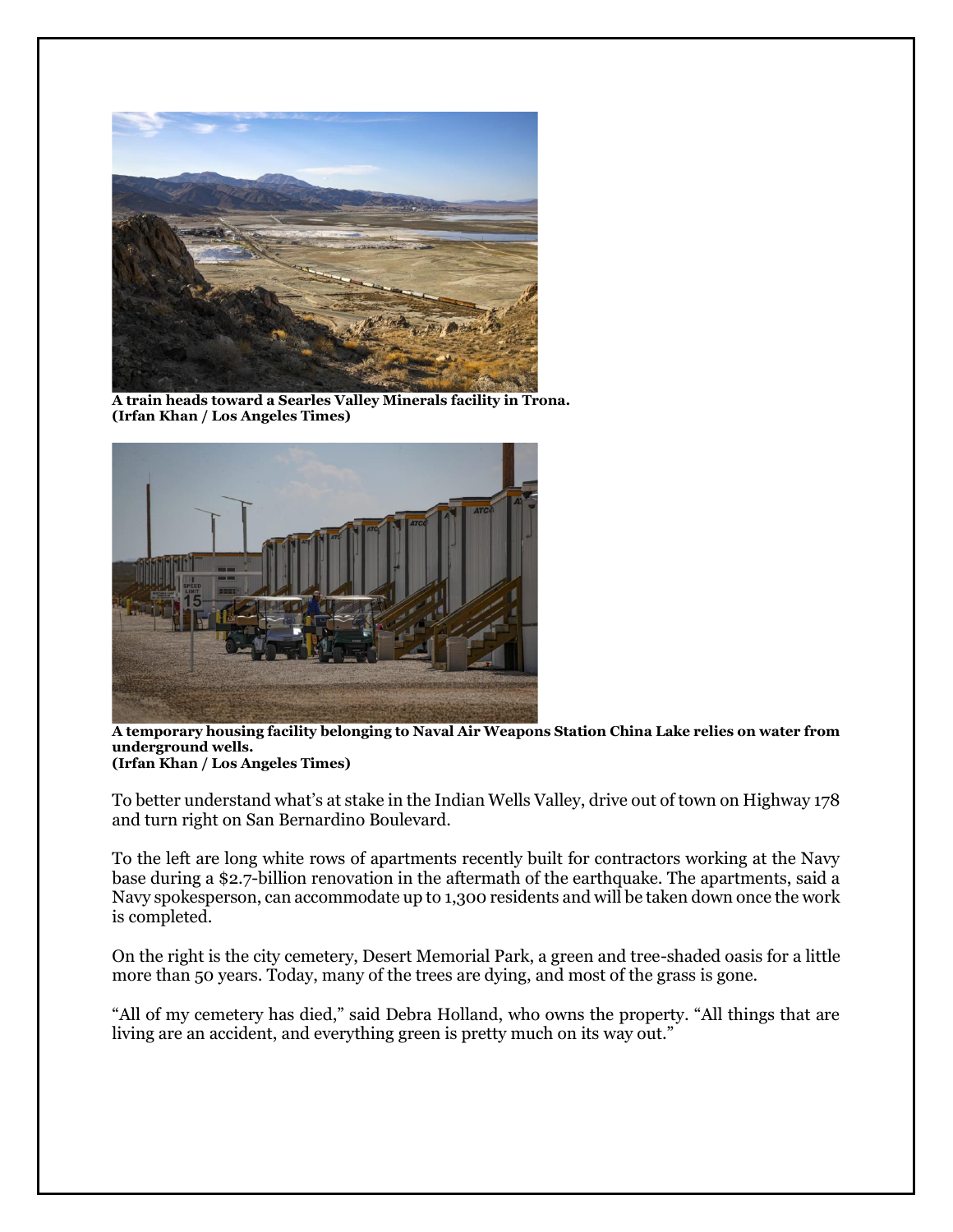**A train heads toward a Searles Valley Minerals facility in Trona.**
**(Irfan Khan / Los Angeles Times)**

**A temporary housing facility belonging to Naval Air Weapons Station China Lake relies on water from underground wells.**
**(Irfan Khan / Los Angeles Times)**

To better understand what's at stake in the Indian Wells Valley, drive out of town on Highway 178 and turn right on San Bernardino Boulevard.

To the left are long white rows of apartments recently built for contractors working at the Navy base during a $2.7-billion renovation in the aftermath of the earthquake. The apartments, said a Navy spokesperson, can accommodate up to 1,300 residents and will be taken down once the work is completed.

On the right is the city cemetery, Desert Memorial Park, a green and tree-shaded oasis for a little more than 50 years. Today, many of the trees are dying, and most of the grass is gone.

"All of my cemetery has died," said Debra Holland, who owns the property. "All things that are living are an accident, and everything green is pretty much on its way out."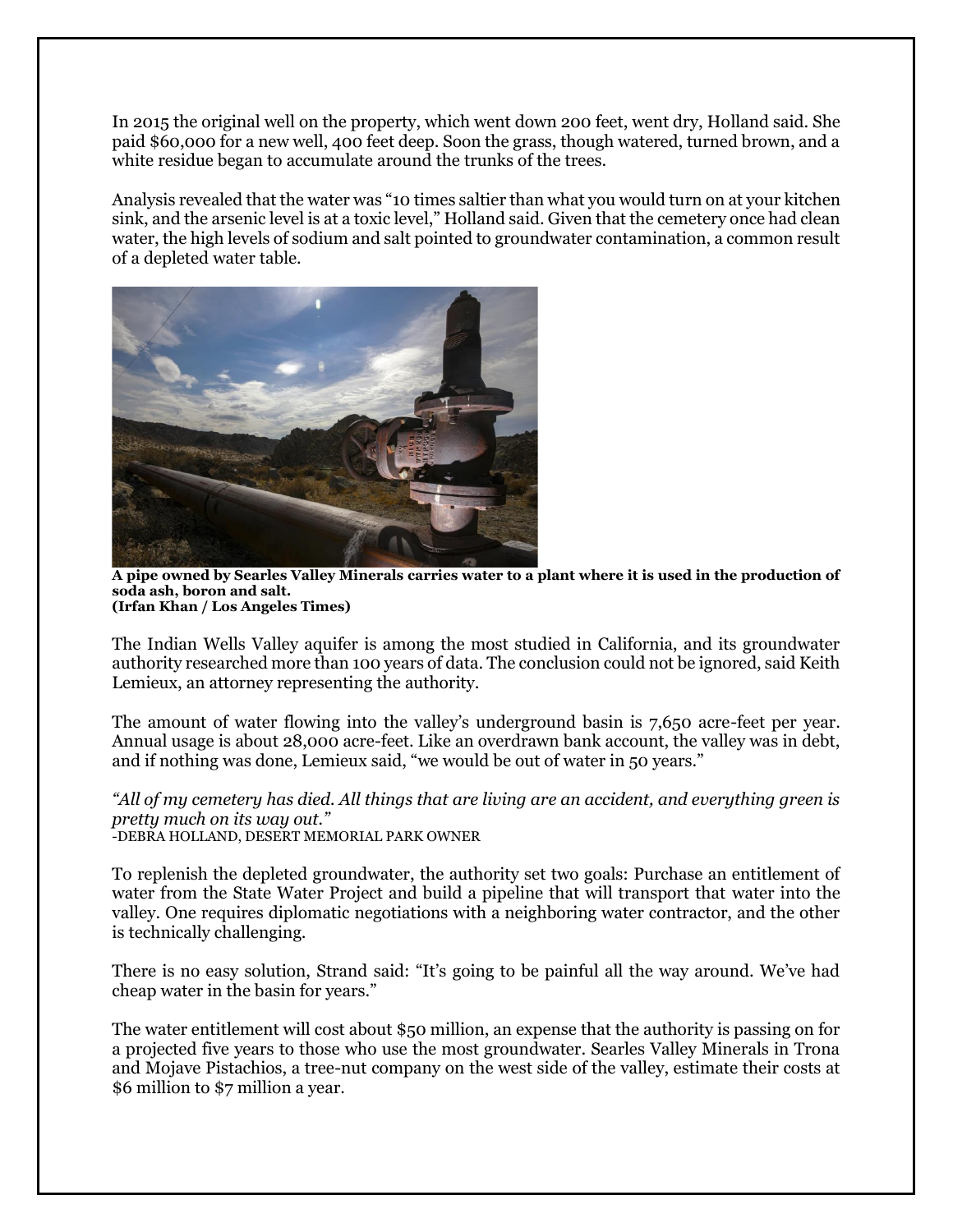In 2015 the original well on the property, which went down 200 feet, went dry, Holland said. She paid $60,000 for a new well, 400 feet deep. Soon the grass, though watered, turned brown, and a white residue began to accumulate around the trunks of the trees.

Analysis revealed that the water was "10 times saltier than what you would turn on at your kitchen sink, and the arsenic level is at a toxic level," Holland said. Given that the cemetery once had clean water, the high levels of sodium and salt pointed to groundwater contamination, a common result of a depleted water table.

**A pipe owned by Searles Valley Minerals carries water to a plant where it is used in the production of soda ash, boron and salt.**
**(Irfan Khan / Los Angeles Times)**

The Indian Wells Valley aquifer is among the most studied in California, and its groundwater authority researched more than 100 years of data. The conclusion could not be ignored, said Keith Lemieux, an attorney representing the authority.

The amount of water flowing into the valley's underground basin is 7,650 acre-feet per year. Annual usage is about 28,000 acre-feet. Like an overdrawn bank account, the valley was in debt, and if nothing was done, Lemieux said, "we would be out of water in 50 years."

*"All of my cemetery has died. All things that are living are an accident, and everything green is pretty much on its way out."*
-DEBRA HOLLAND, DESERT MEMORIAL PARK OWNER

To replenish the depleted groundwater, the authority set two goals: Purchase an entitlement of water from the State Water Project and build a pipeline that will transport that water into the valley. One requires diplomatic negotiations with a neighboring water contractor, and the other is technically challenging.

There is no easy solution, Strand said: "It's going to be painful all the way around. We've had cheap water in the basin for years."

The water entitlement will cost about $50 million, an expense that the authority is passing on for a projected five years to those who use the most groundwater. Searles Valley Minerals in Trona and Mojave Pistachios, a tree-nut company on the west side of the valley, estimate their costs at $6 million to $7 million a year.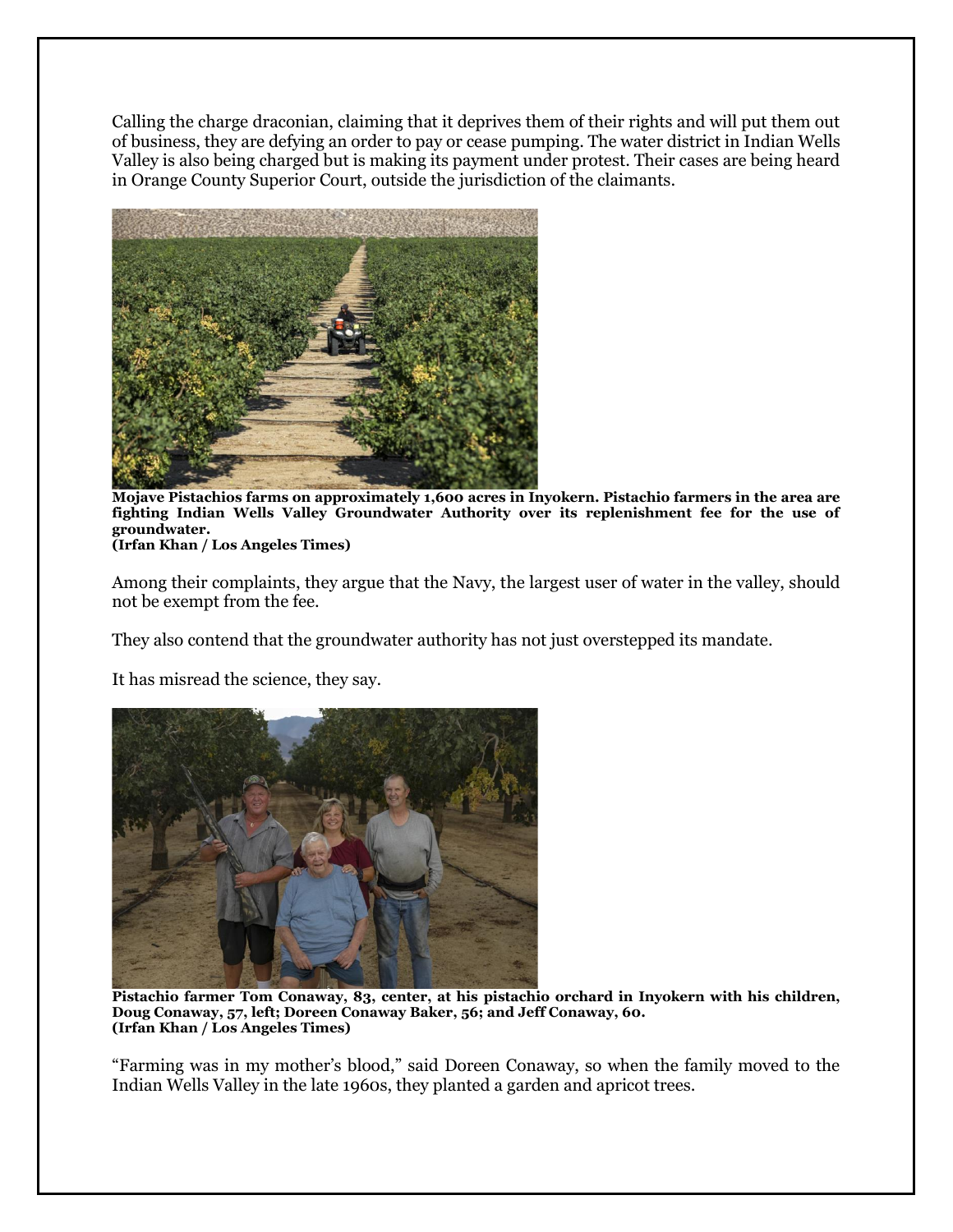Calling the charge draconian, claiming that it deprives them of their rights and will put them out of business, they are defying an order to pay or cease pumping. The water district in Indian Wells Valley is also being charged but is making its payment under protest. Their cases are being heard in Orange County Superior Court, outside the jurisdiction of the claimants.

**Mojave Pistachios farms on approximately 1,600 acres in Inyokern. Pistachio farmers in the area are fighting Indian Wells Valley Groundwater Authority over its replenishment fee for the use of groundwater.**
**(Irfan Khan / Los Angeles Times)**

Among their complaints, they argue that the Navy, the largest user of water in the valley, should not be exempt from the fee.

They also contend that the groundwater authority has not just overstepped its mandate.

It has misread the science, they say.

**Pistachio farmer Tom Conaway, 83, center, at his pistachio orchard in Inyokern with his children, Doug Conaway, 57, left; Doreen Conaway Baker, 56; and Jeff Conaway, 60.**
**(Irfan Khan / Los Angeles Times)**

"Farming was in my mother's blood," said Doreen Conaway, so when the family moved to the Indian Wells Valley in the late 1960s, they planted a garden and apricot trees.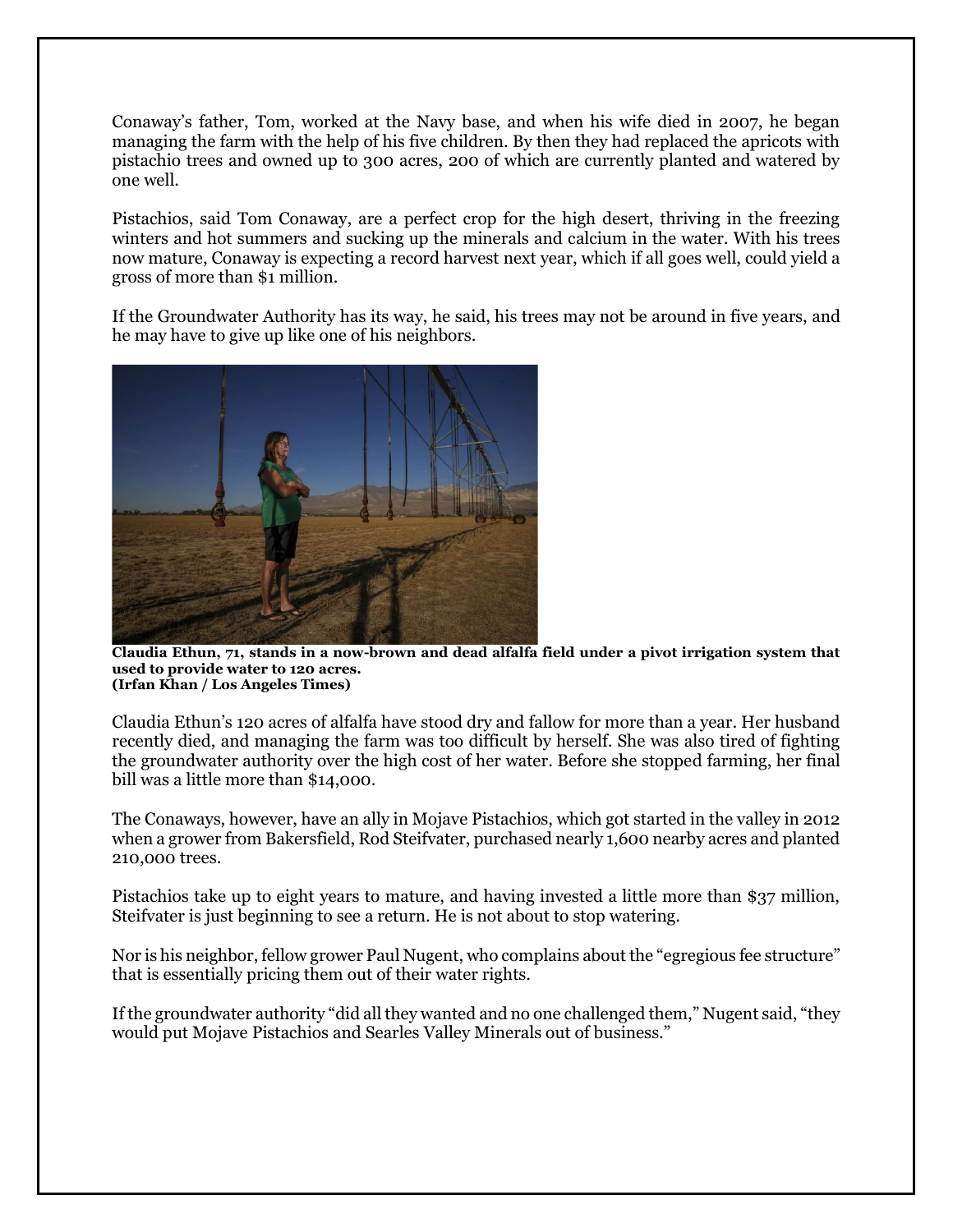Conaway's father, Tom, worked at the Navy base, and when his wife died in 2007, he began managing the farm with the help of his five children. By then they had replaced the apricots with pistachio trees and owned up to 300 acres, 200 of which are currently planted and watered by one well.

Pistachios, said Tom Conaway, are a perfect crop for the high desert, thriving in the freezing winters and hot summers and sucking up the minerals and calcium in the water. With his trees now mature, Conaway is expecting a record harvest next year, which if all goes well, could yield a gross of more than $1 million.

If the Groundwater Authority has its way, he said, his trees may not be around in five years, and he may have to give up like one of his neighbors.

**Claudia Ethun, 71, stands in a now-brown and dead alfalfa field under a pivot irrigation system that used to provide water to 120 acres.**
**(Irfan Khan / Los Angeles Times)**

Claudia Ethun's 120 acres of alfalfa have stood dry and fallow for more than a year. Her husband recently died, and managing the farm was too difficult by herself. She was also tired of fighting the groundwater authority over the high cost of her water. Before she stopped farming, her final bill was a little more than $14,000.

The Conaways, however, have an ally in Mojave Pistachios, which got started in the valley in 2012 when a grower from Bakersfield, Rod Steifvater, purchased nearly 1,600 nearby acres and planted 210,000 trees.

Pistachios take up to eight years to mature, and having invested a little more than $37 million, Steifvater is just beginning to see a return. He is not about to stop watering.

Nor is his neighbor, fellow grower Paul Nugent, who complains about the "egregious fee structure" that is essentially pricing them out of their water rights.

If the groundwater authority "did all they wanted and no one challenged them," Nugent said, "they would put Mojave Pistachios and Searles Valley Minerals out of business."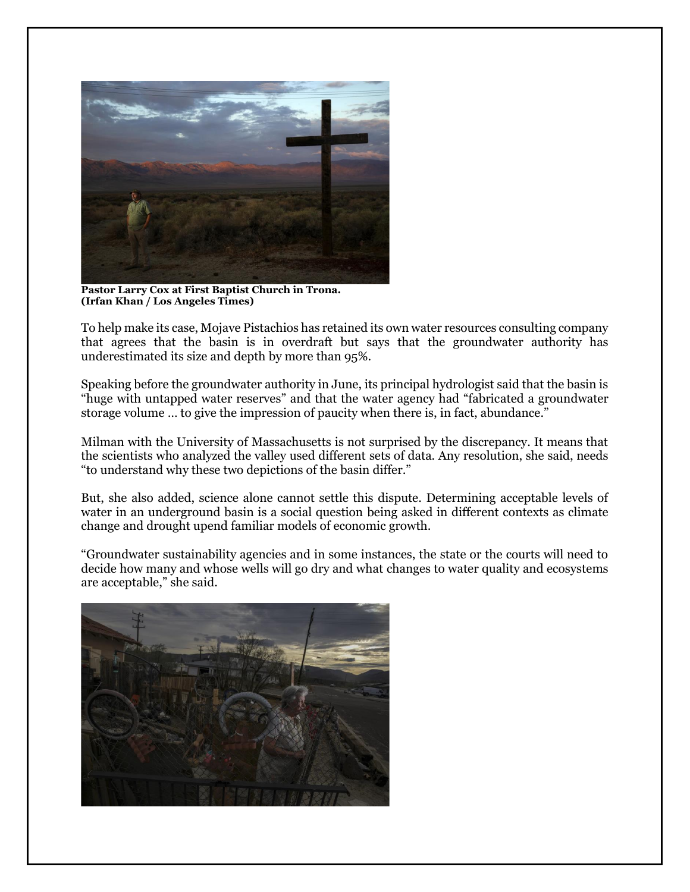**Pastor Larry Cox at First Baptist Church in Trona.**
**(Irfan Khan / Los Angeles Times)**

To help make its case, Mojave Pistachios has retained its own water resources consulting company that agrees that the basin is in overdraft but says that the groundwater authority has underestimated its size and depth by more than 95%.

Speaking before the groundwater authority in June, its principal hydrologist said that the basin is "huge with untapped water reserves" and that the water agency had "fabricated a groundwater storage volume … to give the impression of paucity when there is, in fact, abundance."

Milman with the University of Massachusetts is not surprised by the discrepancy. It means that the scientists who analyzed the valley used different sets of data. Any resolution, she said, needs "to understand why these two depictions of the basin differ."

But, she also added, science alone cannot settle this dispute. Determining acceptable levels of water in an underground basin is a social question being asked in different contexts as climate change and drought upend familiar models of economic growth.

"Groundwater sustainability agencies and in some instances, the state or the courts will need to decide how many and whose wells will go dry and what changes to water quality and ecosystems are acceptable," she said.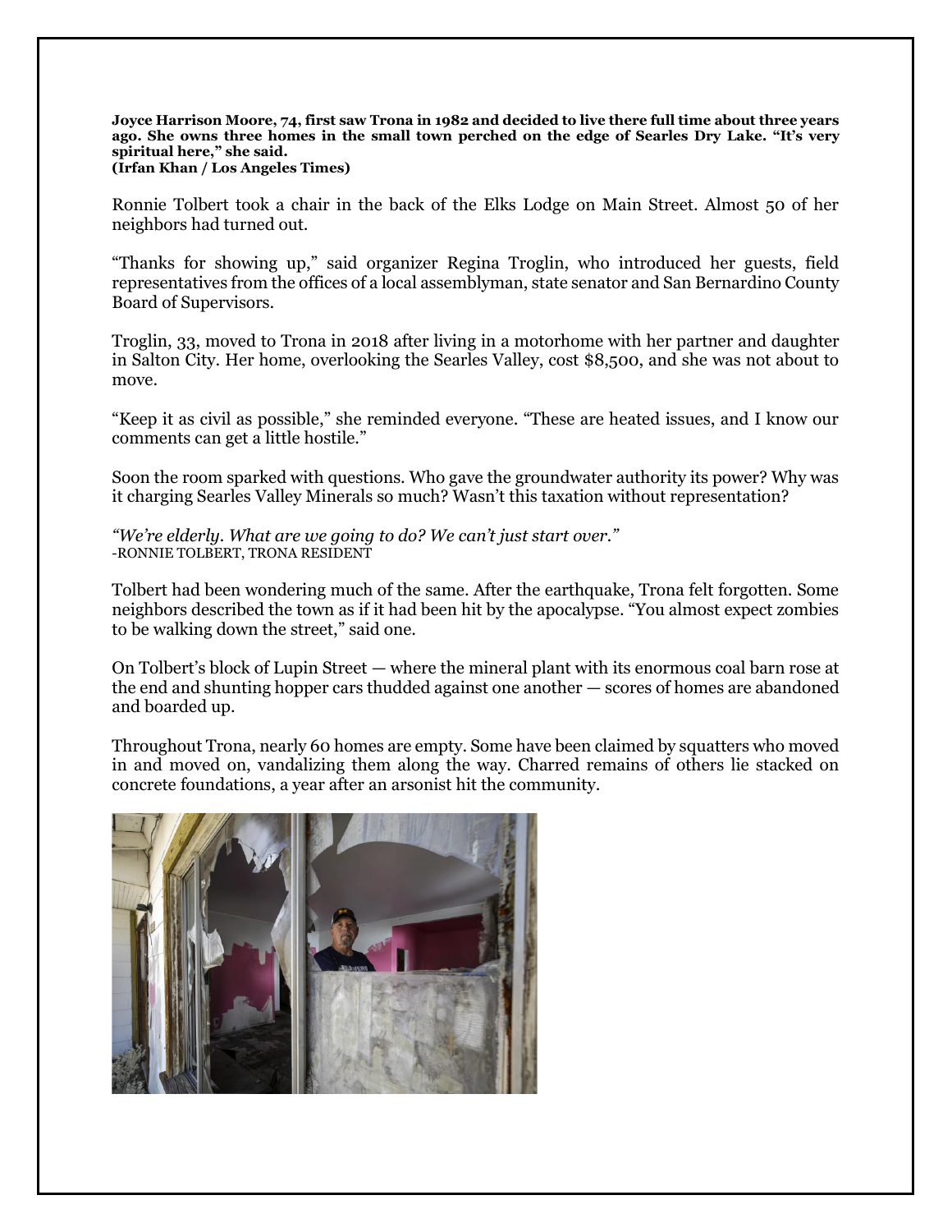**Joyce Harrison Moore, 74, first saw Trona in 1982 and decided to live there full time about three years ago. She owns three homes in the small town perched on the edge of Searles Dry Lake. "It's very spiritual here," she said.**
**(Irfan Khan / Los Angeles Times)**

Ronnie Tolbert took a chair in the back of the Elks Lodge on Main Street. Almost 50 of her neighbors had turned out.

"Thanks for showing up," said organizer Regina Troglin, who introduced her guests, field representatives from the offices of a local assemblyman, state senator and San Bernardino County Board of Supervisors.

Troglin, 33, moved to Trona in 2018 after living in a motorhome with her partner and daughter in Salton City. Her home, overlooking the Searles Valley, cost $8,500, and she was not about to move.

"Keep it as civil as possible," she reminded everyone. "These are heated issues, and I know our comments can get a little hostile."

Soon the room sparked with questions. Who gave the groundwater authority its power? Why was it charging Searles Valley Minerals so much? Wasn't this taxation without representation?

*"We're elderly. What are we going to do? We can't just start over."*
-RONNIE TOLBERT, TRONA RESIDENT

Tolbert had been wondering much of the same. After the earthquake, Trona felt forgotten. Some neighbors described the town as if it had been hit by the apocalypse. "You almost expect zombies to be walking down the street," said one.

On Tolbert's block of Lupin Street — where the mineral plant with its enormous coal barn rose at the end and shunting hopper cars thudded against one another — scores of homes are abandoned and boarded up.

Throughout Trona, nearly 60 homes are empty. Some have been claimed by squatters who moved in and moved on, vandalizing them along the way. Charred remains of others lie stacked on concrete foundations, a year after an arsonist hit the community.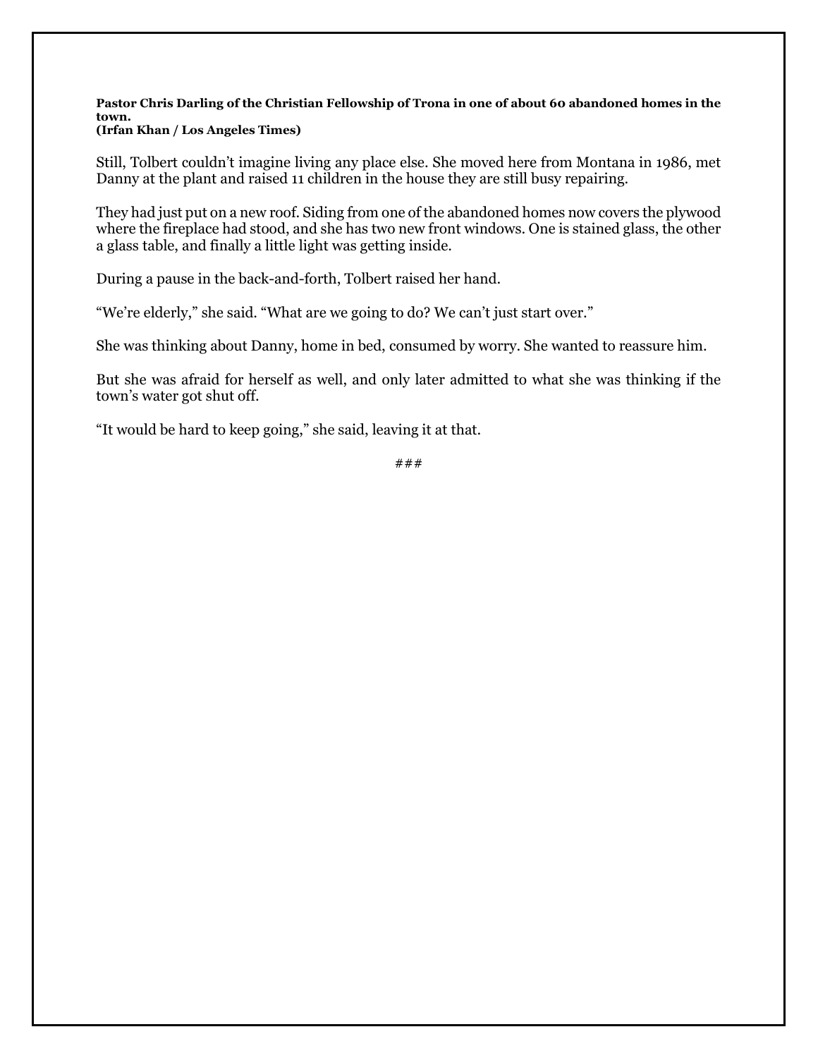**Pastor Chris Darling of the Christian Fellowship of Trona in one of about 60 abandoned homes in the town.**
**(Irfan Khan / Los Angeles Times)**

Still, Tolbert couldn't imagine living any place else. She moved here from Montana in 1986, met Danny at the plant and raised 11 children in the house they are still busy repairing.

They had just put on a new roof. Siding from one of the abandoned homes now covers the plywood where the fireplace had stood, and she has two new front windows. One is stained glass, the other a glass table, and finally a little light was getting inside.

During a pause in the back-and-forth, Tolbert raised her hand.

"We're elderly," she said. "What are we going to do? We can't just start over."

She was thinking about Danny, home in bed, consumed by worry. She wanted to reassure him.

But she was afraid for herself as well, and only later admitted to what she was thinking if the town's water got shut off.

"It would be hard to keep going," she said, leaving it at that.

###